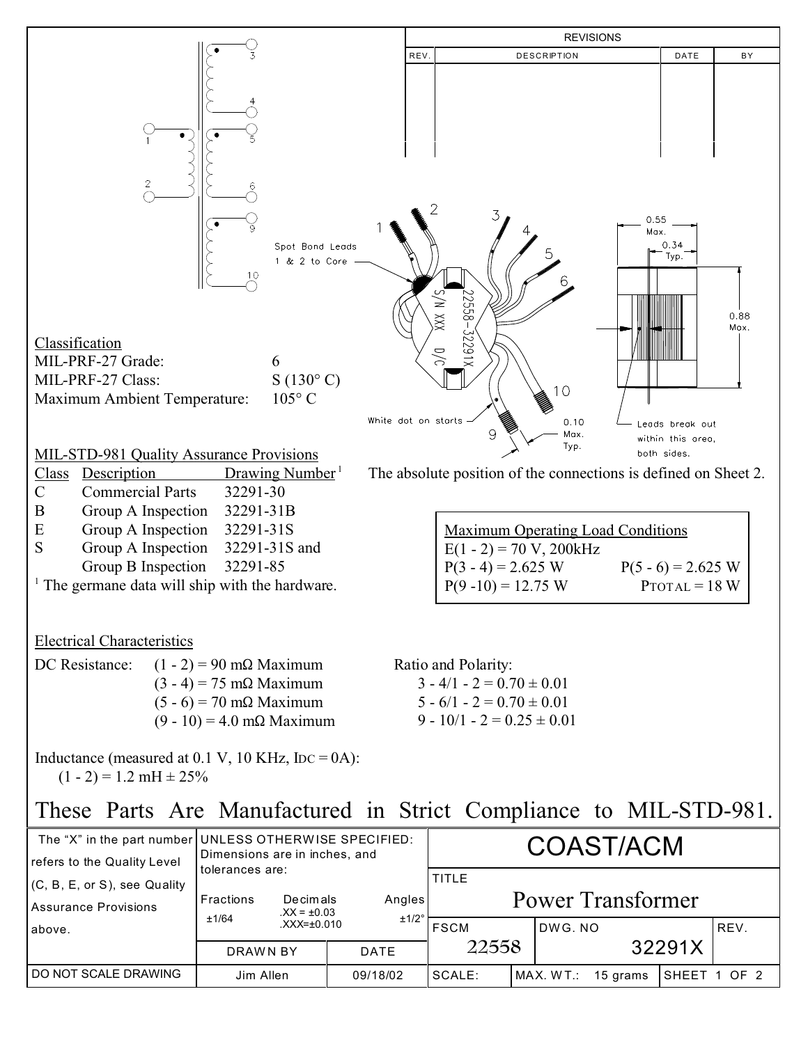| REVISIONS | | | |
|---|---|---|---|
| REV. | DESCRIPTION | DATE | BY |
| | | | |

Spot Bond Leads 1 & 2 to Core

White dot on starts

0.10 Max. Typ.

0.55 Max.

0.34 Typ.

0.88 Max.

Leads break out within this area, both sides.

22558–32291X S/N XXX D/C

## Classification

| | |
|---|---|
| MIL-PRF-27 Grade: | 6 |
| MIL-PRF-27 Class: | S (130° C) |
| Maximum Ambient Temperature: | 105° C |

The absolute position of the connections is defined on Sheet 2.

## MIL-STD-981 Quality Assurance Provisions

| Class | Description | Drawing Number [1] |
|---|---|---|
| C | Commercial Parts | 32291-30 |
| B | Group A Inspection | 32291-31B |
| E | Group A Inspection | 32291-31S |
| S | Group A Inspection | 32291-31S and |
| | Group B Inspection | 32291-85 |

[1] The germane data will ship with the hardware.

**Maximum Operating Load Conditions**

E(1 - 2) = 70 V, 200kHz

P(3 - 4) = 2.625 W P(5 - 6) = 2.625 W

P(9 -10) = 12.75 W $P_{TOTAL}$ = 18 W

## Electrical Characteristics

DC Resistance:
- (1 - 2) = 90 mΩ Maximum
- (3 - 4) = 75 mΩ Maximum
- (5 - 6) = 70 mΩ Maximum
- (9 - 10) = 4.0 mΩ Maximum

Ratio and Polarity:
- 3 - 4/1 - 2 = 0.70 ± 0.01
- 5 - 6/1 - 2 = 0.70 ± 0.01
- 9 - 10/1 - 2 = 0.25 ± 0.01

Inductance (measured at 0.1 V, 10 KHz, $I_{DC}$ = 0A):
(1 - 2) = 1.2 mH ± 25%

# These Parts Are Manufactured in Strict Compliance to MIL-STD-981.

| The "X" in the part number refers to the Quality Level (C, B, E, or S), see Quality Assurance Provisions above. | UNLESS OTHERWISE SPECIFIED: Dimensions are in inches, and tolerances are: Fractions ±1/64; Decimals .XX = ±0.03, .XXX=±0.010; Angles ±1/2° | | COAST/ACM | | |
|---|---|---|---|---|---|
| | | | TITLE: Power Transformer | | |
| | DRAWN BY | DATE | FSCM: 22558 | DWG. NO: 32291X | REV. |
| DO NOT SCALE DRAWING | Jim Allen | 09/18/02 | SCALE: | MAX. WT.: 15 grams | SHEET 1 OF 2 |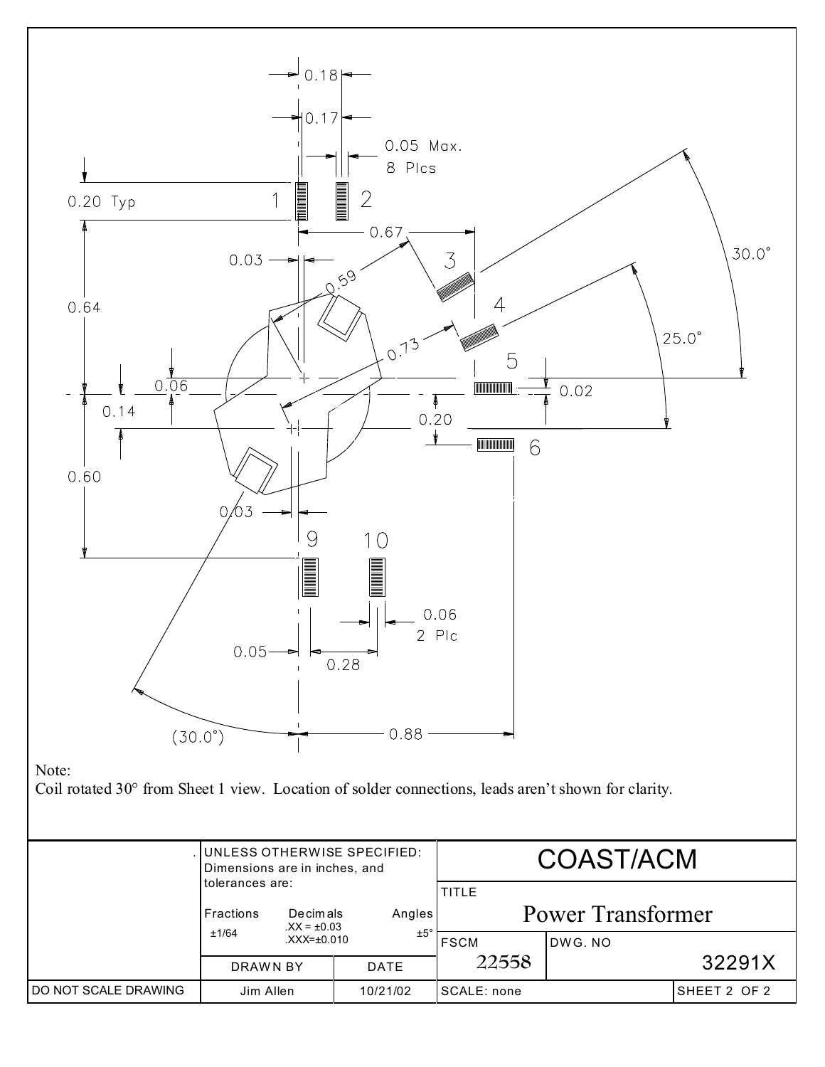0.18

0.17

0.05 Max.
8 Plcs

0.20 Typ

1 2

0.67

0.03

0.59

3

30.0°

0.64

4

25.0°

0.73

5

0.06

0.02

0.14

0.20

6

0.60

0.03

9 10

0.06
2 Plc

0.05

0.28

(30.0°)

0.88

Note:
Coil rotated 30° from Sheet 1 view. Location of solder connections, leads aren't shown for clarity.

| | | | | | |
|---|---|---|---|---|---|
| | UNLESS OTHERWISE SPECIFIED: Dimensions are in inches, and tolerances are: | | COAST/ACM | | |
| | Fractions ±1/64 | Decimals .XX = ±0.03 .XXX=±0.010 | Angles ±5° | TITLE Power Transformer | |
| | DRAWN BY | DATE | FSCM 22558 | DWG. NO | 32291X |
| DO NOT SCALE DRAWING | Jim Allen | 10/21/02 | SCALE: none | | SHEET 2 OF 2 |